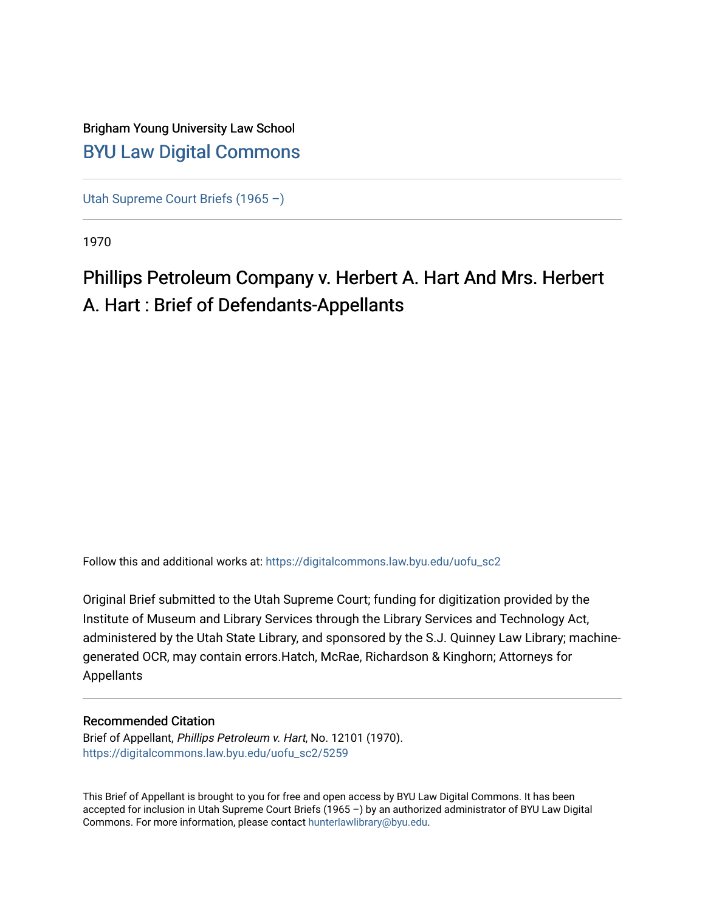Brigham Young University Law School

# BYU Law Digital Commons

Utah Supreme Court Briefs (1965 –)

1970

# Phillips Petroleum Company v. Herbert A. Hart And Mrs. Herbert A. Hart : Brief of Defendants-Appellants

Follow this and additional works at: https://digitalcommons.law.byu.edu/uofu_sc2

Original Brief submitted to the Utah Supreme Court; funding for digitization provided by the Institute of Museum and Library Services through the Library Services and Technology Act, administered by the Utah State Library, and sponsored by the S.J. Quinney Law Library; machine-generated OCR, may contain errors.Hatch, McRae, Richardson & Kinghorn; Attorneys for Appellants

## Recommended Citation

Brief of Appellant, *Phillips Petroleum v. Hart*, No. 12101 (1970).
https://digitalcommons.law.byu.edu/uofu_sc2/5259

This Brief of Appellant is brought to you for free and open access by BYU Law Digital Commons. It has been accepted for inclusion in Utah Supreme Court Briefs (1965 –) by an authorized administrator of BYU Law Digital Commons. For more information, please contact hunterlawlibrary@byu.edu.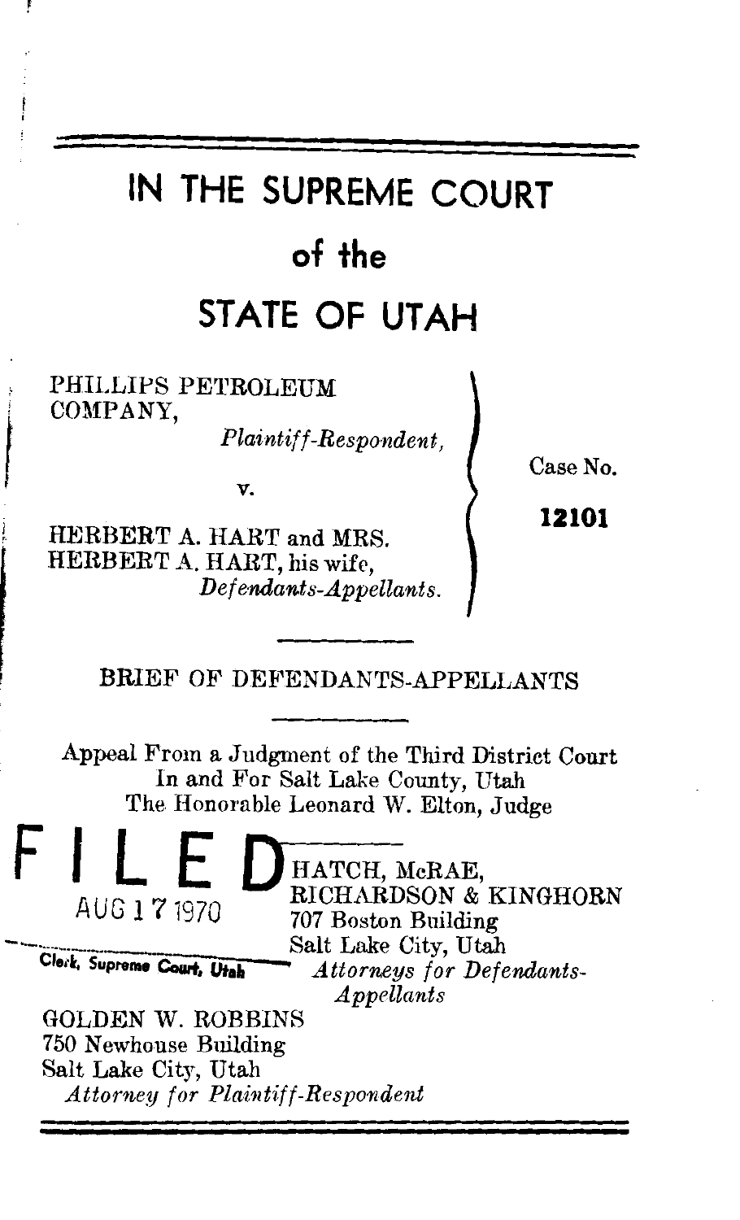# IN THE SUPREME COURT

# of the

# STATE OF UTAH

PHILLIPS PETROLEUM COMPANY,
*Plaintiff-Respondent,*

v.

HERBERT A. HART and MRS. HERBERT A. HART, his wife,
*Defendants-Appellants.*

Case No. **12101**

---

BRIEF OF DEFENDANTS-APPELLANTS

---

Appeal From a Judgment of the Third District Court
In and For Salt Lake County, Utah
The Honorable Leonard W. Elton, Judge

FILED
AUG 17 1970
Clerk, Supreme Court, Utah

HATCH, McRAE,
RICHARDSON & KINGHORN
707 Boston Building
Salt Lake City, Utah
*Attorneys for Defendants-Appellants*

GOLDEN W. ROBBINS
750 Newhouse Building
Salt Lake City, Utah
*Attorney for Plaintiff-Respondent*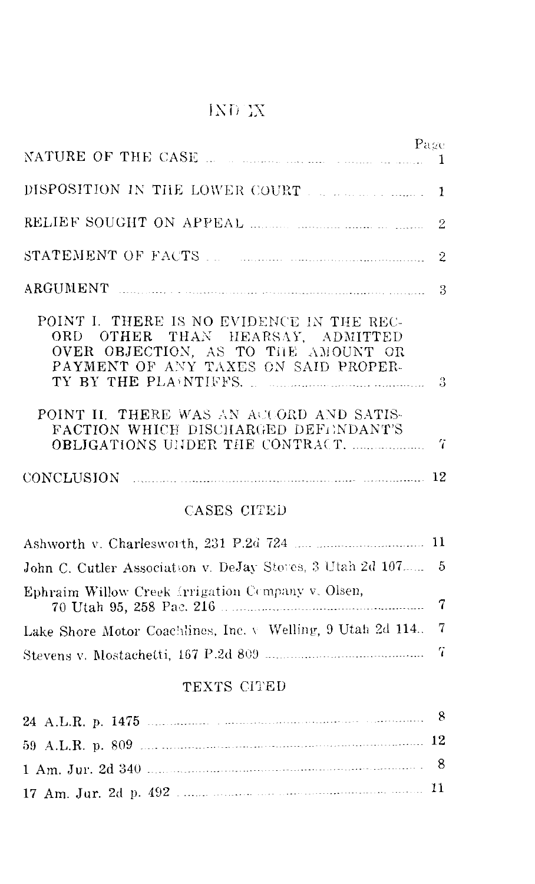# INDEX

| | Page |
|---|---|
| NATURE OF THE CASE | 1 |
| DISPOSITION IN THE LOWER COURT | 1 |
| RELIEF SOUGHT ON APPEAL | 2 |
| STATEMENT OF FACTS | 2 |
| ARGUMENT | 3 |
| POINT I. THERE IS NO EVIDENCE IN THE RECORD OTHER THAN HEARSAY, ADMITTED OVER OBJECTION, AS TO THE AMOUNT OR PAYMENT OF ANY TAXES ON SAID PROPERTY BY THE PLAINTIFFS. | 3 |
| POINT II. THERE WAS AN ACCORD AND SATISFACTION WHICH DISCHARGED DEFENDANT'S OBLIGATIONS UNDER THE CONTRACT. | 7 |
| CONCLUSION | 12 |

## CASES CITED

| | |
|---|---|
| Ashworth v. Charlesworth, 231 P.2d 724 | 11 |
| John C. Cutler Association v. DeJay Stores, 3 Utah 2d 107 | 5 |
| Ephraim Willow Creek Irrigation Company v. Olsen, 70 Utah 95, 258 Pac. 216 | 7 |
| Lake Shore Motor Coachlines, Inc. v. Welling, 9 Utah 2d 114 | 7 |
| Stevens v. Mostachetti, 167 P.2d 809 | 7 |

## TEXTS CITED

| | |
|---|---|
| 24 A.L.R. p. 1475 | 8 |
| 59 A.L.R. p. 809 | 12 |
| 1 Am. Jur. 2d 340 | 8 |
| 17 Am. Jur. 2d p. 492 | 11 |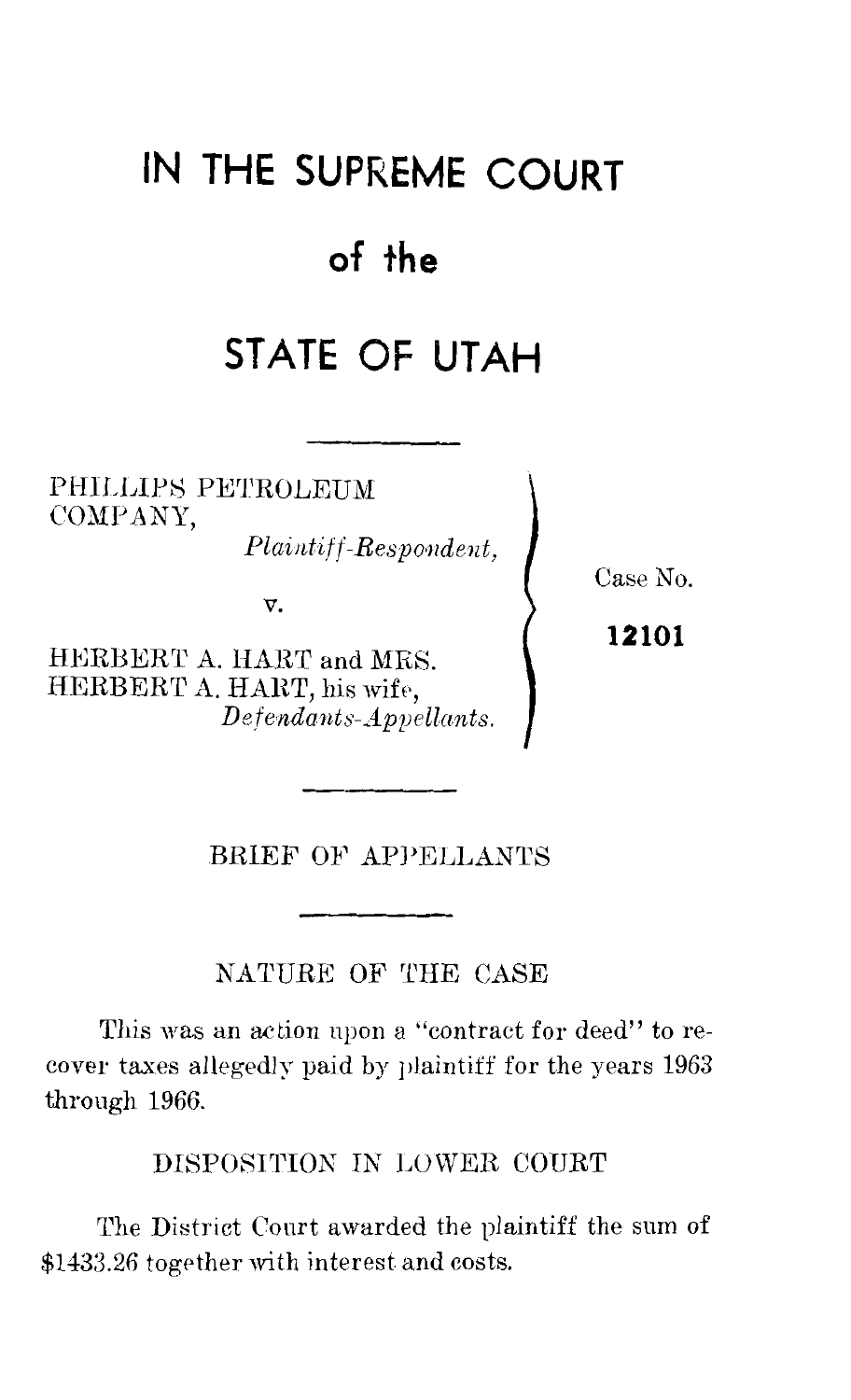# IN THE SUPREME COURT

# of the

# STATE OF UTAH

PHILLIPS PETROLEUM COMPANY,
*Plaintiff-Respondent,*

v.

HERBERT A. HART and MRS. HERBERT A. HART, his wife,
*Defendants-Appellants.*

Case No. **12101**

BRIEF OF APPELLANTS

## NATURE OF THE CASE

This was an action upon a "contract for deed" to recover taxes allegedly paid by plaintiff for the years 1963 through 1966.

## DISPOSITION IN LOWER COURT

The District Court awarded the plaintiff the sum of $1433.26 together with interest and costs.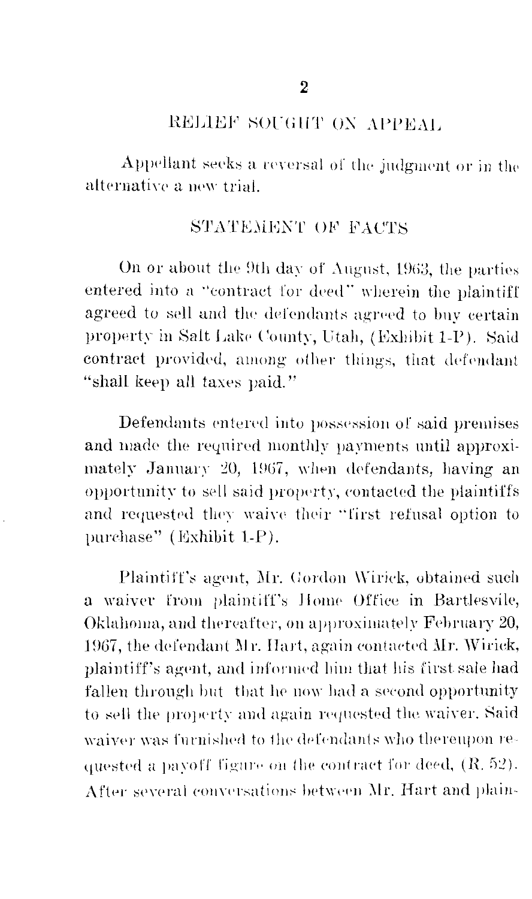## RELIEF SOUGHT ON APPEAL

Appellant seeks a reversal of the judgment or in the alternative a new trial.

## STATEMENT OF FACTS

On or about the 9th day of August, 1963, the parties entered into a "contract for deed" wherein the plaintiff agreed to sell and the defendants agreed to buy certain property in Salt Lake County, Utah, (Exhibit 1-P). Said contract provided, among other things, that defendant "shall keep all taxes paid."

Defendants entered into possession of said premises and made the required monthly payments until approximately January 20, 1967, when defendants, having an opportunity to sell said property, contacted the plaintiffs and requested they waive their "first refusal option to purchase" (Exhibit 1-P).

Plaintiff's agent, Mr. Gordon Wirick, obtained such a waiver from plaintiff's Home Office in Bartlesvile, Oklahoma, and thereafter, on approximately February 20, 1967, the defendant Mr. Hart, again contacted Mr. Wirick, plaintiff's agent, and informed him that his first sale had fallen through but that he now had a second opportunity to sell the property and again requested the waiver. Said waiver was furnished to the defendants who thereupon requested a payoff figure on the contract for deed, (R. 52). After several conversations between Mr. Hart and plain-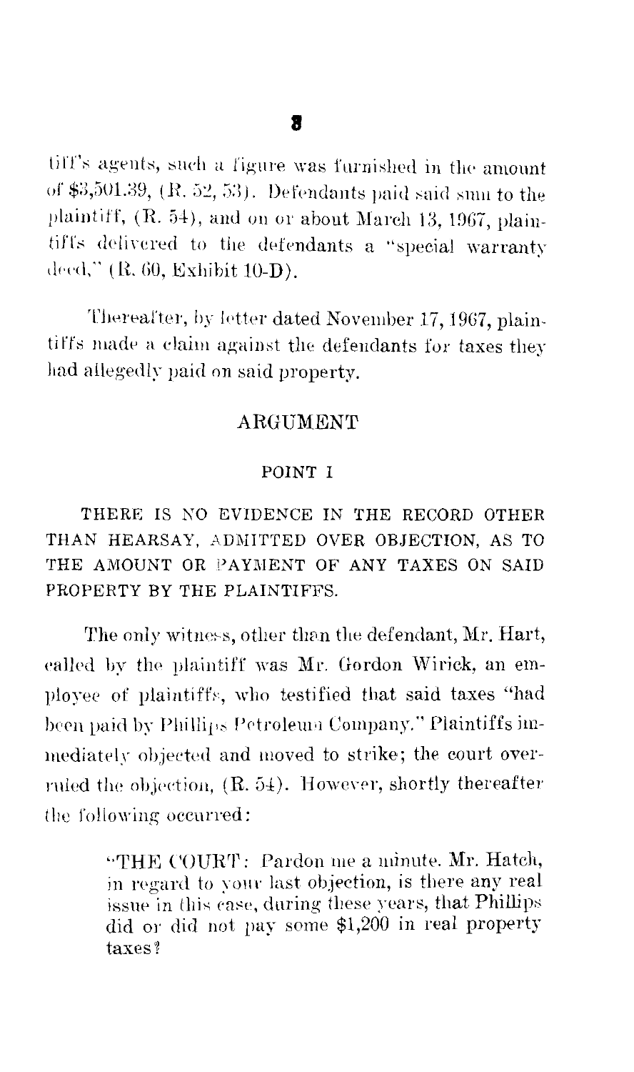tiff's agents, such a figure was furnished in the amount of $3,501.39, (R. 52, 53). Defendants paid said sum to the plaintiff, (R. 54), and on or about March 13, 1967, plaintiffs delivered to the defendants a "special warranty deed," (R. 60, Exhibit 10-D).

Thereafter, by letter dated November 17, 1967, plaintiffs made a claim against the defendants for taxes they had allegedly paid on said property.

## ARGUMENT

### POINT I

THERE IS NO EVIDENCE IN THE RECORD OTHER THAN HEARSAY, ADMITTED OVER OBJECTION, AS TO THE AMOUNT OR PAYMENT OF ANY TAXES ON SAID PROPERTY BY THE PLAINTIFFS.

The only witness, other than the defendant, Mr. Hart, called by the plaintiff was Mr. Gordon Wirick, an employee of plaintiffs, who testified that said taxes "had been paid by Phillips Petroleum Company." Plaintiffs immediately objected and moved to strike; the court overruled the objection, (R. 54). However, shortly thereafter the following occurred:

> "THE COURT: Pardon me a minute. Mr. Hatch, in regard to your last objection, is there any real issue in this case, during these years, that Phillips did or did not pay some $1,200 in real property taxes?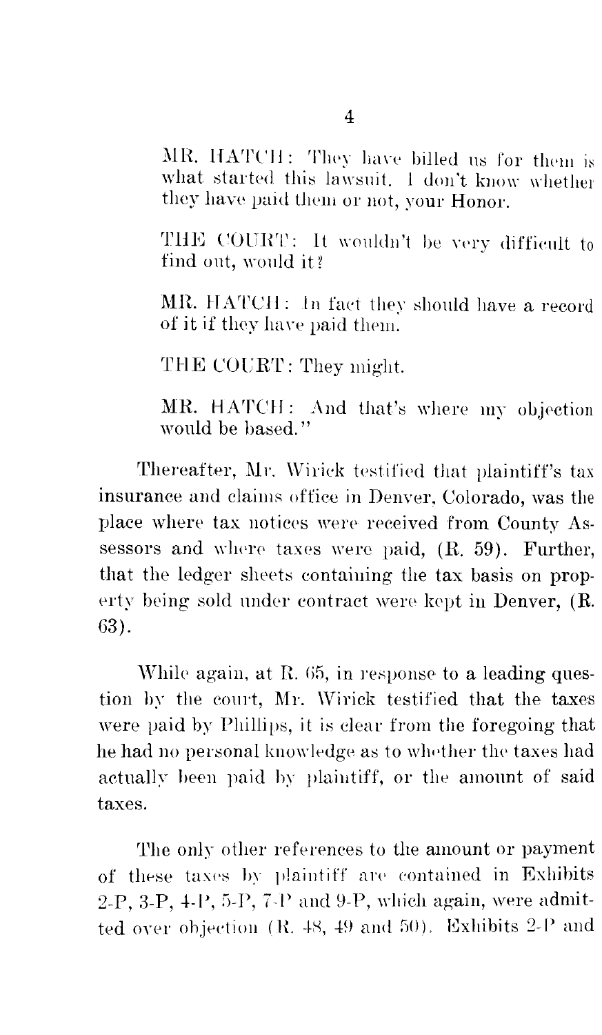MR. HATCH: They have billed us for them is what started this lawsuit. I don't know whether they have paid them or not, your Honor.

THE COURT: It wouldn't be very difficult to find out, would it?

MR. HATCH: In fact they should have a record of it if they have paid them.

THE COURT: They might.

MR. HATCH: And that's where my objection would be based."

Thereafter, Mr. Wirick testified that plaintiff's tax insurance and claims office in Denver, Colorado, was the place where tax notices were received from County Assessors and where taxes were paid, (R. 59). Further, that the ledger sheets containing the tax basis on property being sold under contract were kept in Denver, (R. 63).

While again, at R. 65, in response to a leading question by the court, Mr. Wirick testified that the taxes were paid by Phillips, it is clear from the foregoing that he had no personal knowledge as to whether the taxes had actually been paid by plaintiff, or the amount of said taxes.

The only other references to the amount or payment of these taxes by plaintiff are contained in Exhibits 2-P, 3-P, 4-P, 5-P, 7-P and 9-P, which again, were admitted over objection (R. 48, 49 and 50). Exhibits 2-P and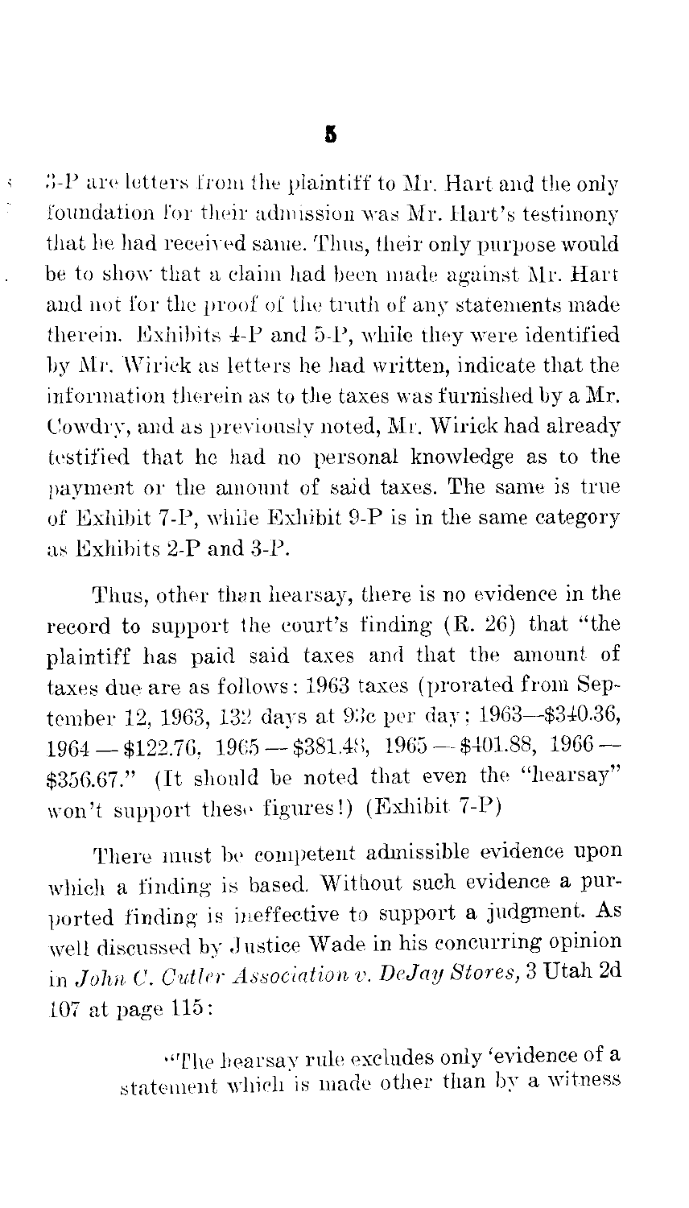3-P are letters from the plaintiff to Mr. Hart and the only foundation for their admission was Mr. Hart's testimony that he had received same. Thus, their only purpose would be to show that a claim had been made against Mr. Hart and not for the proof of the truth of any statements made therein. Exhibits 4-P and 5-P, while they were identified by Mr. Wirick as letters he had written, indicate that the information therein as to the taxes was furnished by a Mr. Cowdry, and as previously noted, Mr. Wirick had already testified that he had no personal knowledge as to the payment or the amount of said taxes. The same is true of Exhibit 7-P, while Exhibit 9-P is in the same category as Exhibits 2-P and 3-P.

Thus, other than hearsay, there is no evidence in the record to support the court's finding (R. 26) that "the plaintiff has paid said taxes and that the amount of taxes due are as follows: 1963 taxes (prorated from September 12, 1963, 132 days at 93c per day; 1963—$340.36, 1964 — $122.76, 1965 — $381.48, 1965 — $401.88, 1966 — $356.67." (It should be noted that even the "hearsay" won't support these figures!) (Exhibit 7-P)

There must be competent admissible evidence upon which a finding is based. Without such evidence a purported finding is ineffective to support a judgment. As well discussed by Justice Wade in his concurring opinion in *John C. Cutler Association v. DeJay Stores,* 3 Utah 2d 107 at page 115:

> "The hearsay rule excludes only 'evidence of a statement which is made other than by a witness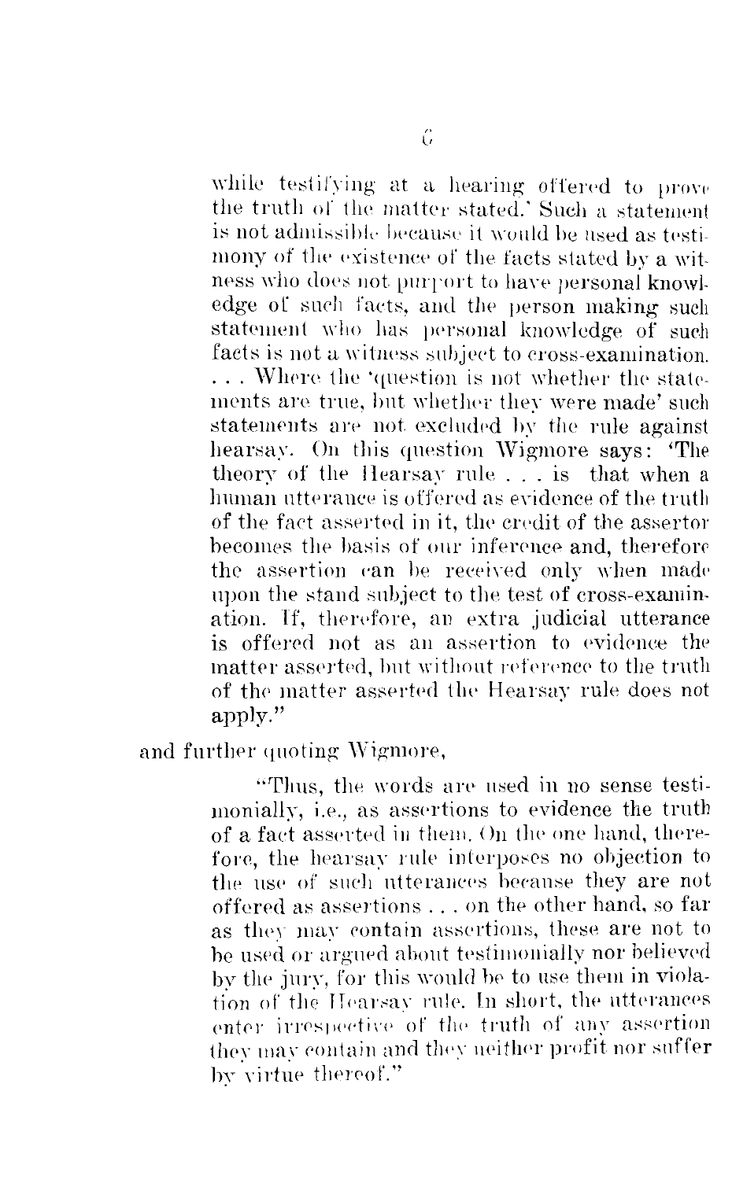while testifying at a hearing offered to prove the truth of the matter stated.' Such a statement is not admissible because it would be used as testimony of the existence of the facts stated by a witness who does not purport to have personal knowledge of such facts, and the person making such statement who has personal knowledge of such facts is not a witness subject to cross-examination. . . . Where the 'question is not whether the statements are true, but whether they were made' such statements are not excluded by the rule against hearsay. On this question Wigmore says: 'The theory of the Hearsay rule . . . is that when a human utterance is offered as evidence of the truth of the fact asserted in it, the credit of the assertor becomes the basis of our inference and, therefore the assertion can be received only when made upon the stand subject to the test of cross-examination. If, therefore, an extra judicial utterance is offered not as an assertion to evidence the matter asserted, but without reference to the truth of the matter asserted the Hearsay rule does not apply."

and further quoting Wigmore,

> "Thus, the words are used in no sense testimonially, i.e., as assertions to evidence the truth of a fact asserted in them. On the one hand, therefore, the hearsay rule interposes no objection to the use of such utterances because they are not offered as assertions . . . on the other hand, so far as they may contain assertions, these are not to be used or argued about testimonially nor believed by the jury, for this would be to use them in violation of the Hearsay rule. In short, the utterances enter irrespective of the truth of any assertion they may contain and they neither profit nor suffer by virtue thereof."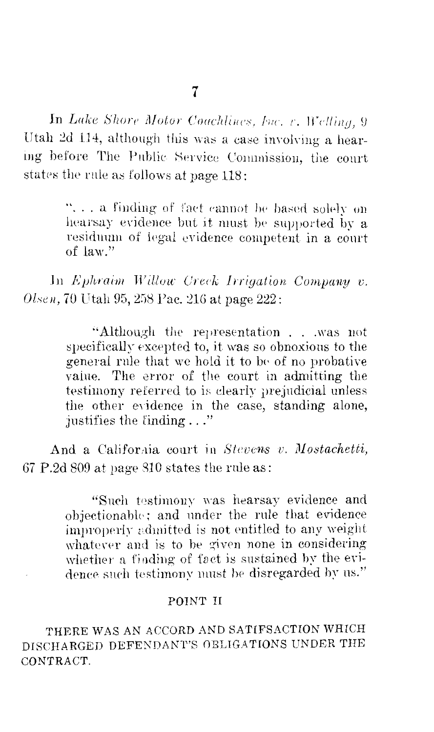In *Lake Shore Motor Coachlines, Inc. v. Welling*, 9 Utah 2d 114, although this was a case involving a hearing before The Public Service Commission, the court states the rule as follows at page 118:

> ". . . a finding of fact cannot be based solely on hearsay evidence but it must be supported by a residuum of legal evidence competent in a court of law."

In *Ephraim Willow Creek Irrigation Company v. Olsen*, 70 Utah 95, 258 Pac. 216 at page 222:

> "Although the representation . . .was not specifically excepted to, it was so obnoxious to the general rule that we hold it to be of no probative value. The error of the court in admitting the testimony referred to is clearly prejudicial unless the other evidence in the case, standing alone, justifies the finding . . ."

And a California court in *Stevens v. Mostachetti*, 67 P.2d 809 at page 810 states the rule as:

> "Such testimony was hearsay evidence and objectionable; and under the rule that evidence improperly admitted is not entitled to any weight whatever and is to be given none in considering whether a finding of fact is sustained by the evidence such testimony must be disregarded by us."

## POINT II

### THERE WAS AN ACCORD AND SATIFSACTION WHICH DISCHARGED DEFENDANT'S OBLIGATIONS UNDER THE CONTRACT.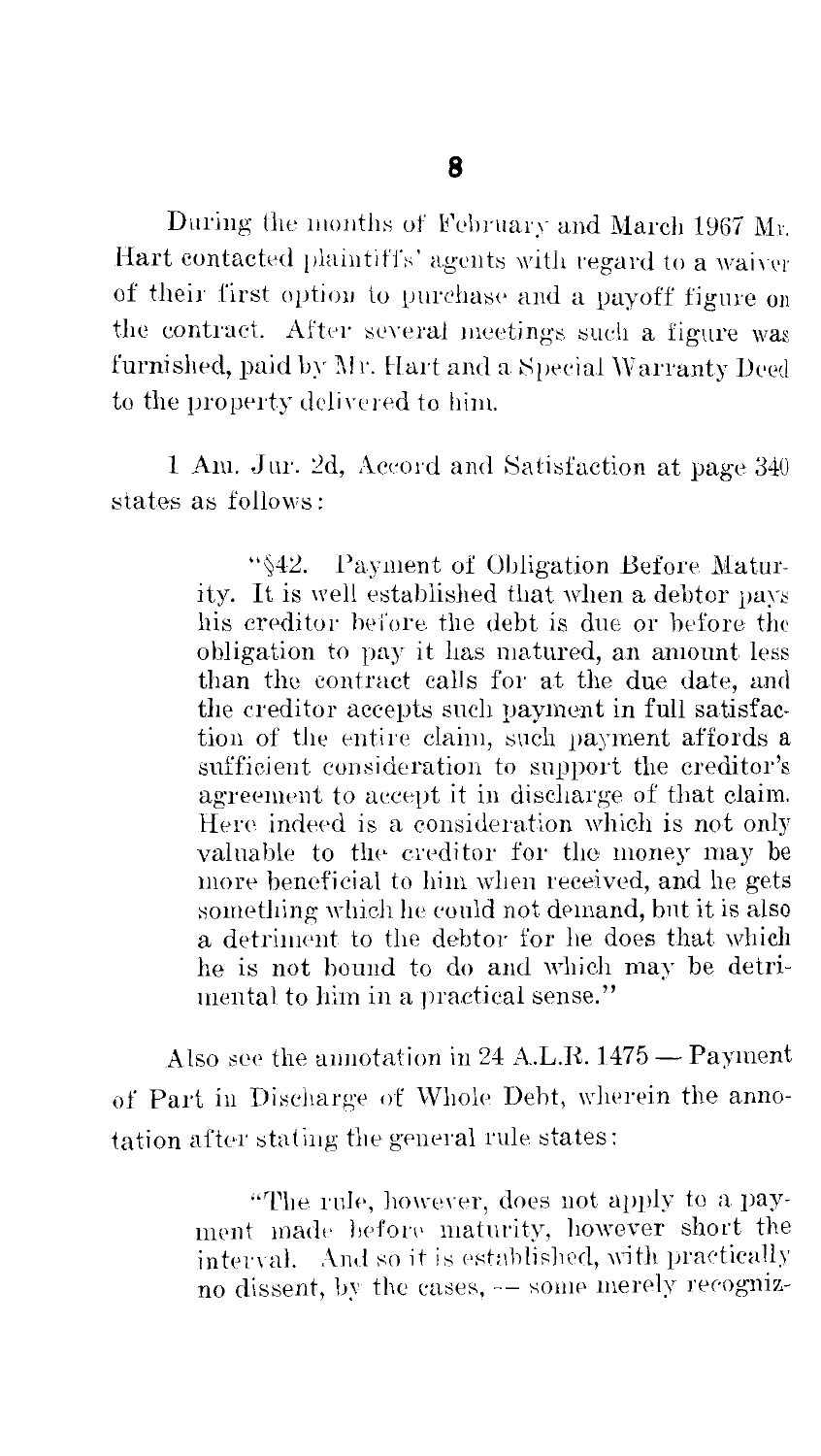During the months of February and March 1967 Mr. Hart contacted plaintiffs' agents with regard to a waiver of their first option to purchase and a payoff figure on the contract. After several meetings such a figure was furnished, paid by Mr. Hart and a Special Warranty Deed to the property delivered to him.

1 Am. Jur. 2d, Accord and Satisfaction at page 340 states as follows:

> "§42. Payment of Obligation Before Maturity. It is well established that when a debtor pays his creditor before the debt is due or before the obligation to pay it has matured, an amount less than the contract calls for at the due date, and the creditor accepts such payment in full satisfaction of the entire claim, such payment affords a sufficient consideration to support the creditor's agreement to accept it in discharge of that claim. Here indeed is a consideration which is not only valuable to the creditor for the money may be more beneficial to him when received, and he gets something which he could not demand, but it is also a detriment to the debtor for he does that which he is not bound to do and which may be detrimental to him in a practical sense."

Also see the annotation in 24 A.L.R. 1475 — Payment of Part in Discharge of Whole Debt, wherein the annotation after stating the general rule states:

> "The rule, however, does not apply to a payment made before maturity, however short the interval. And so it is established, with practically no dissent, by the cases, — some merely recogniz-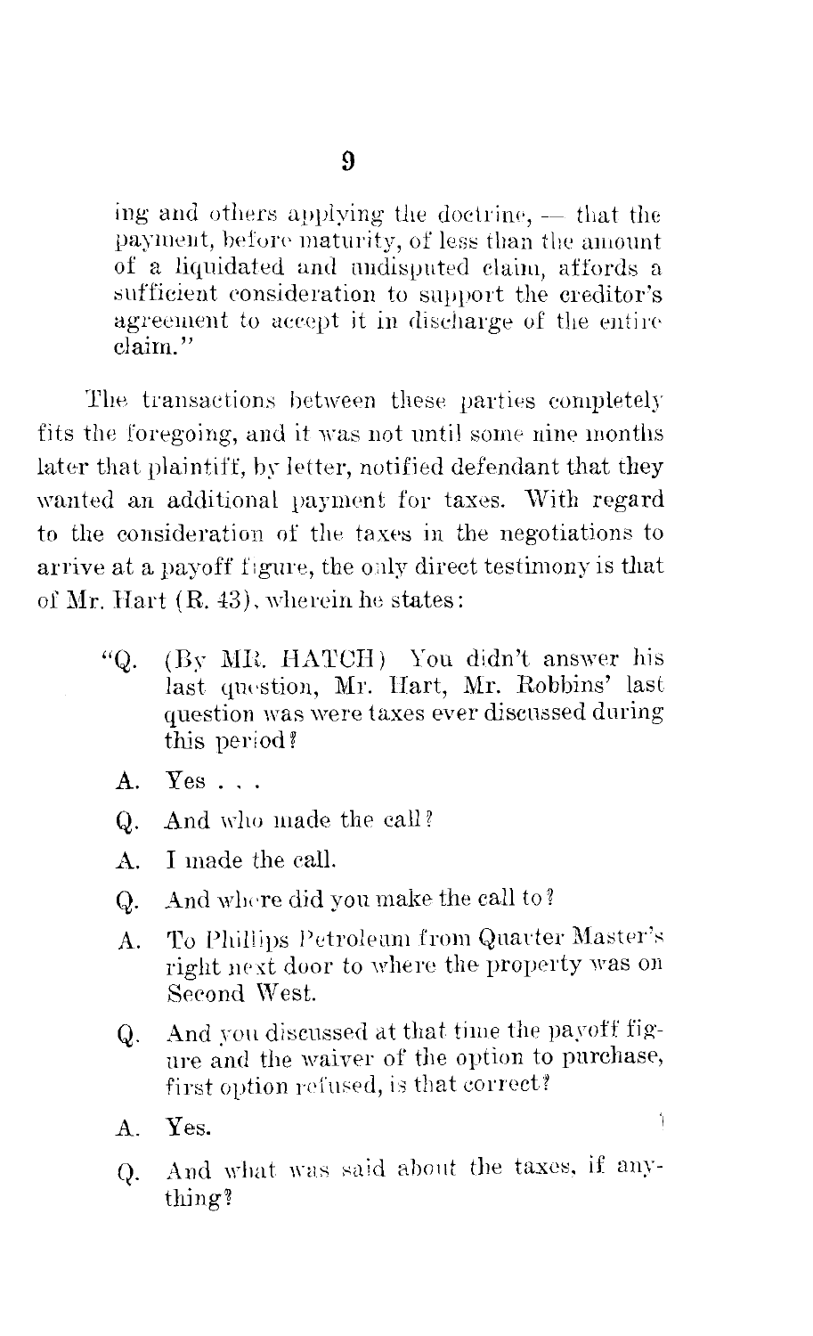ing and others applying the doctrine, — that the payment, before maturity, of less than the amount of a liquidated and undisputed claim, affords a sufficient consideration to support the creditor's agreement to accept it in discharge of the entire claim."

The transactions between these parties completely fits the foregoing, and it was not until some nine months later that plaintiff, by letter, notified defendant that they wanted an additional payment for taxes. With regard to the consideration of the taxes in the negotiations to arrive at a payoff figure, the only direct testimony is that of Mr. Hart (R. 43), wherein he states:

> "Q. (By MR. HATCH) You didn't answer his last question, Mr. Hart, Mr. Robbins' last question was were taxes ever discussed during this period?
>
> A. Yes . . .
>
> Q. And who made the call?
>
> A. I made the call.
>
> Q. And where did you make the call to?
>
> A. To Phillips Petroleum from Quarter Master's right next door to where the property was on Second West.
>
> Q. And you discussed at that time the payoff figure and the waiver of the option to purchase, first option refused, is that correct?
>
> A. Yes.
>
> Q. And what was said about the taxes, if anything?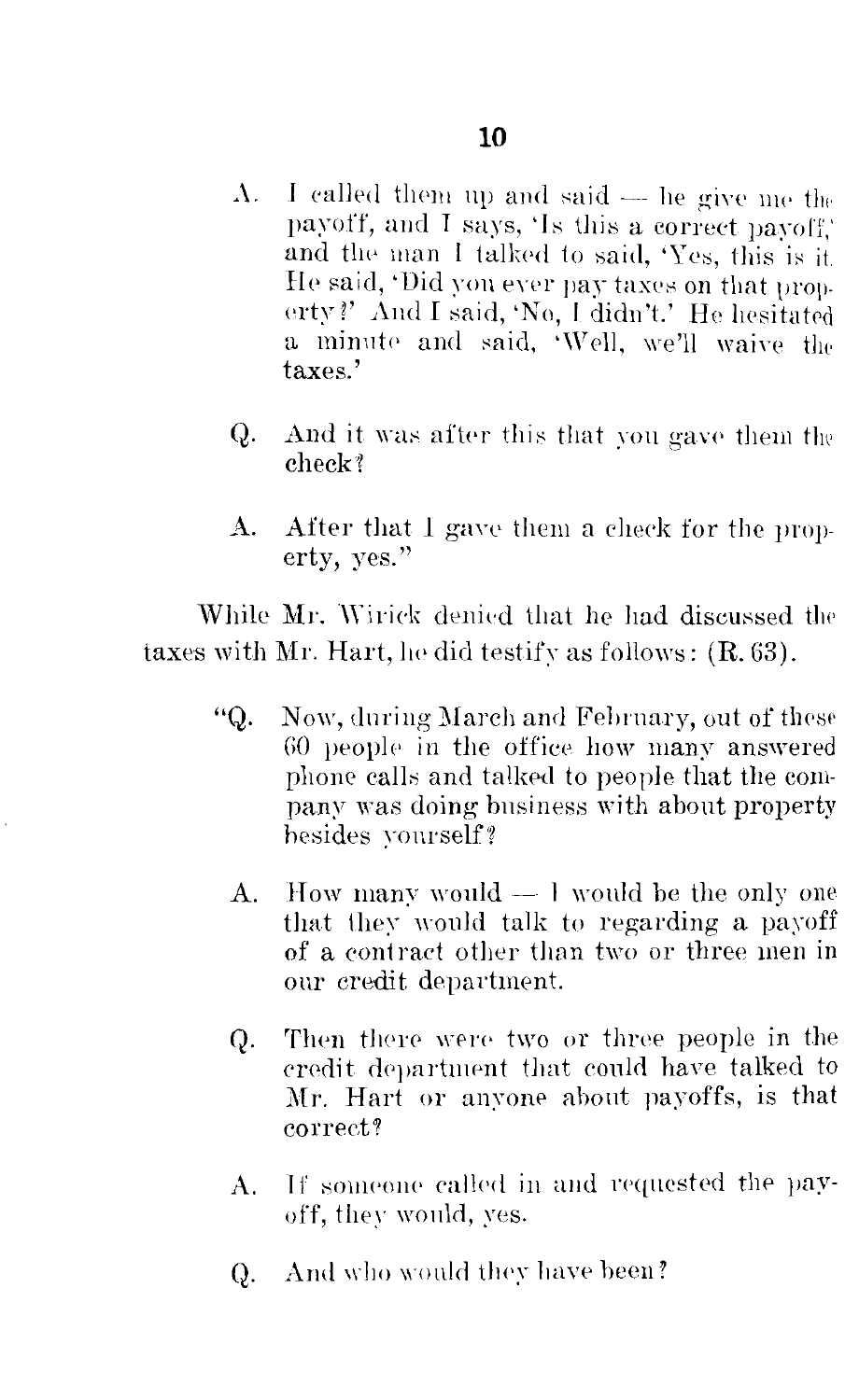A. I called them up and said — he give me the payoff, and I says, 'Is this a correct payoff,' and the man I talked to said, 'Yes, this is it. He said, 'Did you ever pay taxes on that property?' And I said, 'No, I didn't.' He hesitated a minute and said, 'Well, we'll waive the taxes.'

Q. And it was after this that you gave them the check?

A. After that I gave them a check for the property, yes."

While Mr. Wirick denied that he had discussed the taxes with Mr. Hart, he did testify as follows: (R. 63).

> "Q. Now, during March and February, out of these 60 people in the office how many answered phone calls and talked to people that the company was doing business with about property besides yourself?
>
> A. How many would — I would be the only one that they would talk to regarding a payoff of a contract other than two or three men in our credit department.
>
> Q. Then there were two or three people in the credit department that could have talked to Mr. Hart or anyone about payoffs, is that correct?
>
> A. If someone called in and requested the payoff, they would, yes.
>
> Q. And who would they have been?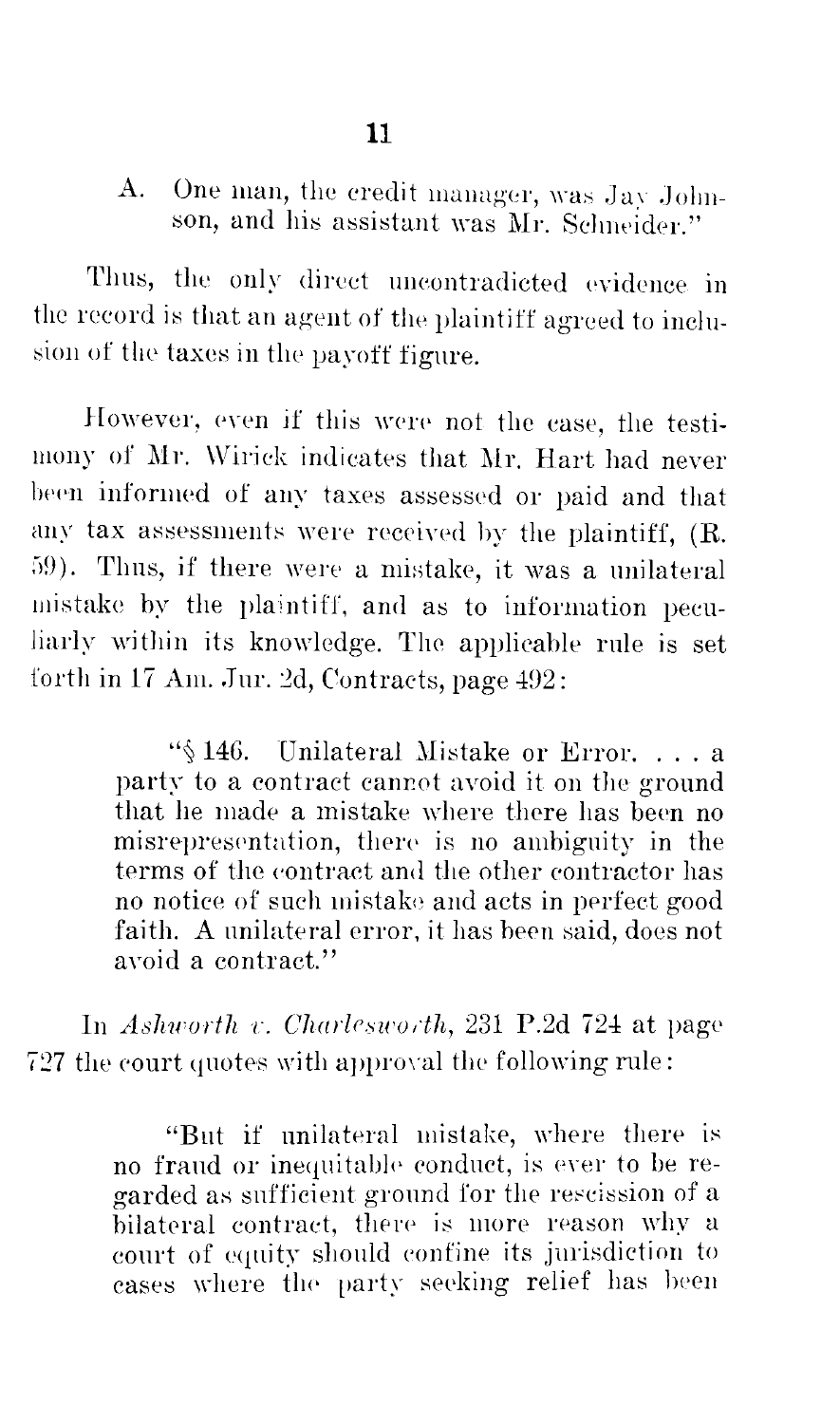A. One man, the credit manager, was Jay Johnson, and his assistant was Mr. Schneider."

Thus, the only direct uncontradicted evidence in the record is that an agent of the plaintiff agreed to inclusion of the taxes in the payoff figure.

However, even if this were not the case, the testimony of Mr. Wirick indicates that Mr. Hart had never been informed of any taxes assessed or paid and that any tax assessments were received by the plaintiff, (R. 59). Thus, if there were a mistake, it was a unilateral mistake by the plaintiff, and as to information peculiarly within its knowledge. The applicable rule is set forth in 17 Am. Jur. 2d, Contracts, page 492:

> "§ 146. Unilateral Mistake or Error. . . . a party to a contract cannot avoid it on the ground that he made a mistake where there has been no misrepresentation, there is no ambiguity in the terms of the contract and the other contractor has no notice of such mistake and acts in perfect good faith. A unilateral error, it has been said, does not avoid a contract."

In *Ashworth v. Charlesworth*, 231 P.2d 724 at page 727 the court quotes with approval the following rule:

> "But if unilateral mistake, where there is no fraud or inequitable conduct, is ever to be regarded as sufficient ground for the rescission of a bilateral contract, there is more reason why a court of equity should confine its jurisdiction to cases where the party seeking relief has been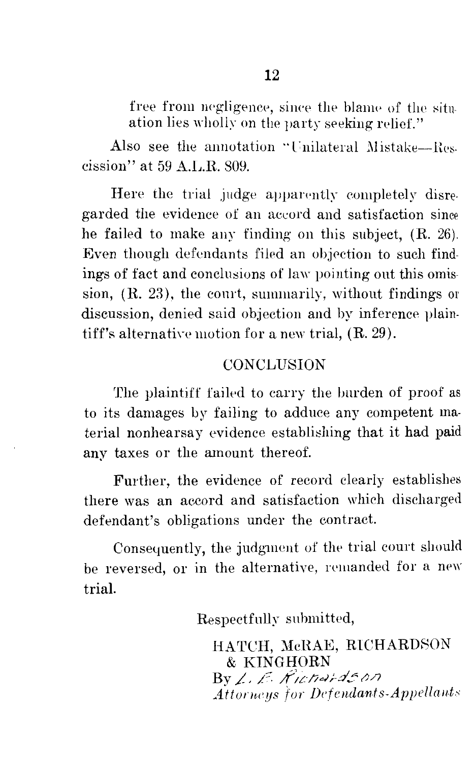free from negligence, since the blame of the situation lies wholly on the party seeking relief."

Also see the annotation "Unilateral Mistake—Rescission" at 59 A.L.R. 809.

Here the trial judge apparently completely disregarded the evidence of an accord and satisfaction since he failed to make any finding on this subject, (R. 26). Even though defendants filed an objection to such findings of fact and conclusions of law pointing out this omission, (R. 23), the court, summarily, without findings or discussion, denied said objection and by inference plaintiff's alternative motion for a new trial, (R. 29).

## CONCLUSION

The plaintiff failed to carry the burden of proof as to its damages by failing to adduce any competent material nonhearsay evidence establishing that it had paid any taxes or the amount thereof.

Further, the evidence of record clearly establishes there was an accord and satisfaction which discharged defendant's obligations under the contract.

Consequently, the judgment of the trial court should be reversed, or in the alternative, remanded for a new trial.

Respectfully submitted,

HATCH, McRAE, RICHARDSON
& KINGHORN
By *L. E. Richardson*
*Attorneys for Defendants-Appellants*